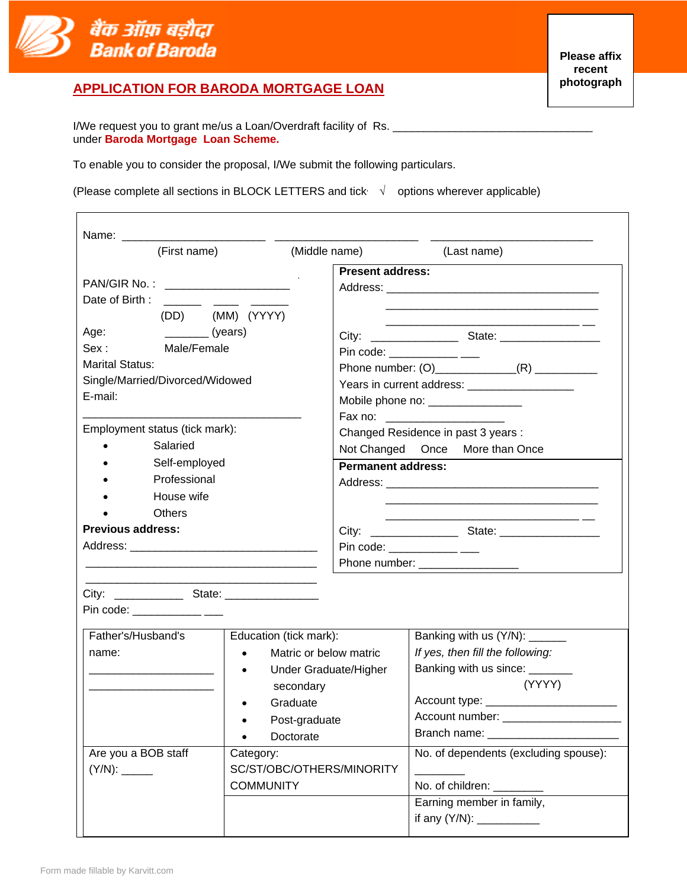बैंक ऑफ़ बड़ौदा
Bank of Baroda

Please affix recent photograph

## APPLICATION FOR BARODA MORTGAGE LOAN

I/We request you to grant me/us a Loan/Overdraft facility of Rs. ________________________________
under **Baroda Mortgage Loan Scheme.**

To enable you to consider the proposal, I/We submit the following particulars.

(Please complete all sections in BLOCK LETTERS and tick √ options wherever applicable)

Name: ______________________ ______________________ __________________________
(First name) (Middle name) (Last name)

PAN/GIR No. : ____________________

Date of Birth : ______ ____ ______
(DD) (MM) (YYYY)

Age: _______ (years)

Sex : Male/Female

Marital Status:
Single/Married/Divorced/Widowed

E-mail:
___________________________________

Employment status (tick mark):

- Salaried
- Self-employed
- Professional
- House wife
- Others

**Previous address:**

Address: ______________________________
_____________________________________
_____________________________________

City: ___________ State: ______________

Pin code: ___________ ___

**Present address:**

Address: _________________________________
_________________________________
_______________________________ __

City: ______________ State: _______________

Pin code: ___________ ___

Phone number: (O)_____________(R) __________

Years in current address: ________________

Mobile phone no: _______________

Fax no: ________________

Changed Residence in past 3 years :
Not Changed Once More than Once

**Permanent address:**

Address: _________________________________
_________________________________
_______________________________ __

City: ______________ State: _______________

Pin code: ___________ ___

Phone number: _______________

| Father's/Husband's name: ____________________ ____________________ | Education (tick mark): • Matric or below matric • Under Graduate/Higher secondary • Graduate • Post-graduate • Doctorate | Banking with us (Y/N): ______ *If yes, then fill the following:* Banking with us since: _______ (YYYY) Account type: ____________________ Account number: ___________________ Branch name: ____________________ |
|---|---|---|
| Are you a BOB staff (Y/N): _____ | Category: SC/ST/OBC/OTHERS/MINORITY COMMUNITY | No. of dependents (excluding spouse): ________ No. of children: ________ |
| | | Earning member in family, if any (Y/N): __________ |

Form made fillable by Karvitt.com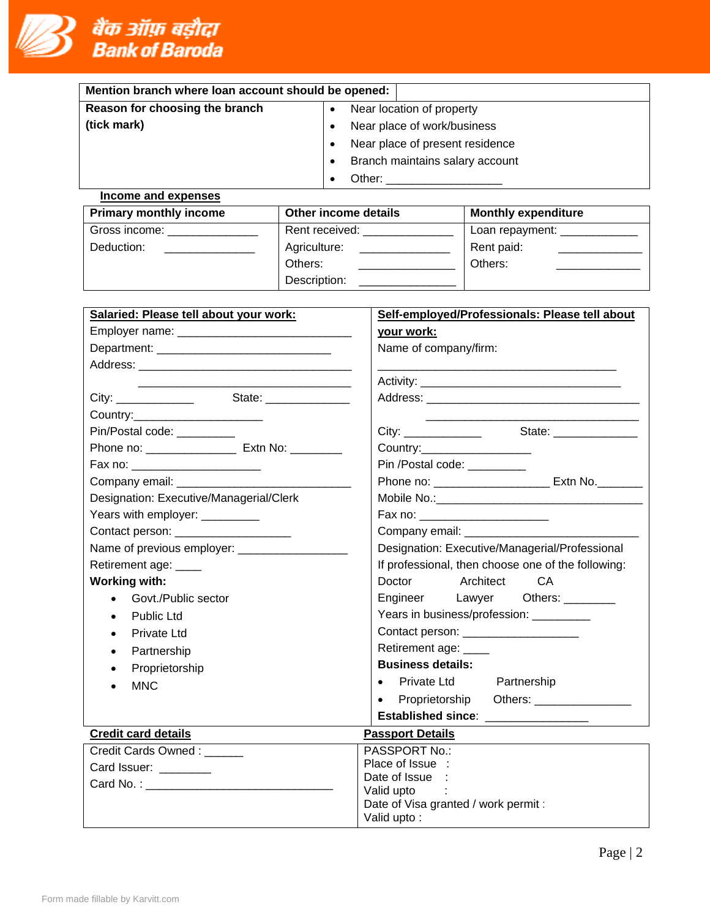बैंक ऑफ़ बड़ौदा
Bank of Baroda

| **Mention branch where loan account should be opened:** | |
|---|---|
| **Reason for choosing the branch (tick mark)** | • Near location of property<br>• Near place of work/business<br>• Near place of present residence<br>• Branch maintains salary account<br>• Other: _________________ |

**Income and expenses**

| **Primary monthly income** | **Other income details** | **Monthly expenditure** |
|---|---|---|
| Gross income: ______________<br>Deduction: ______________ | Rent received: ______________<br>Agriculture: ______________<br>Others: ______________<br>Description: ______________ | Loan repayment: ____________<br>Rent paid: ____________<br>Others: ____________ |

| **Salaried: Please tell about your work:** | **Self-employed/Professionals: Please tell about your work:** |
|---|---|
| Employer name: ___________________________<br>Department: ___________________________<br>Address: ___________________________________<br>___________________________________<br>City: ____________ State: _____________<br>Country:____________________<br>Pin/Postal code: _________<br>Phone no: ______________ Extn No: ________<br>Fax no: ____________________<br>Company email: ___________________________<br>Designation: Executive/Managerial/Clerk<br>Years with employer: _________<br>Contact person: _________________<br>Name of previous employer: ________________<br>Retirement age: ____<br>**Working with:**<br>• Govt./Public sector<br>• Public Ltd<br>• Private Ltd<br>• Partnership<br>• Proprietorship<br>• MNC | Name of company/firm:<br>_____________________________________<br>Activity: _______________________________<br>Address: _________________________________<br>_________________________________<br>City: ____________ State: _____________<br>Country:_________________<br>Pin /Postal code: _________<br>Phone no: _________________ Extn No._______<br>Mobile No.:________________________________<br>Fax no: ___________________<br>Company email: ___________________________<br>Designation: Executive/Managerial/Professional<br>If professional, then choose one of the following:<br>Doctor Architect CA<br>Engineer Lawyer Others: ________<br>Years in business/profession: _________<br>Contact person: __________________<br>Retirement age: ____<br>**Business details:**<br>• Private Ltd Partnership<br>• Proprietorship Others: _______________<br>**Established since**: _______________ |

| **Credit card details** | **Passport Details** |
|---|---|
| Credit Cards Owned : ______<br>Card Issuer: ________<br>Card No. : ______________________________ | PASSPORT No.:<br>Place of Issue :<br>Date of Issue :<br>Valid upto :<br>Date of Visa granted / work permit :<br>Valid upto : |

Form made fillable by Karvitt.com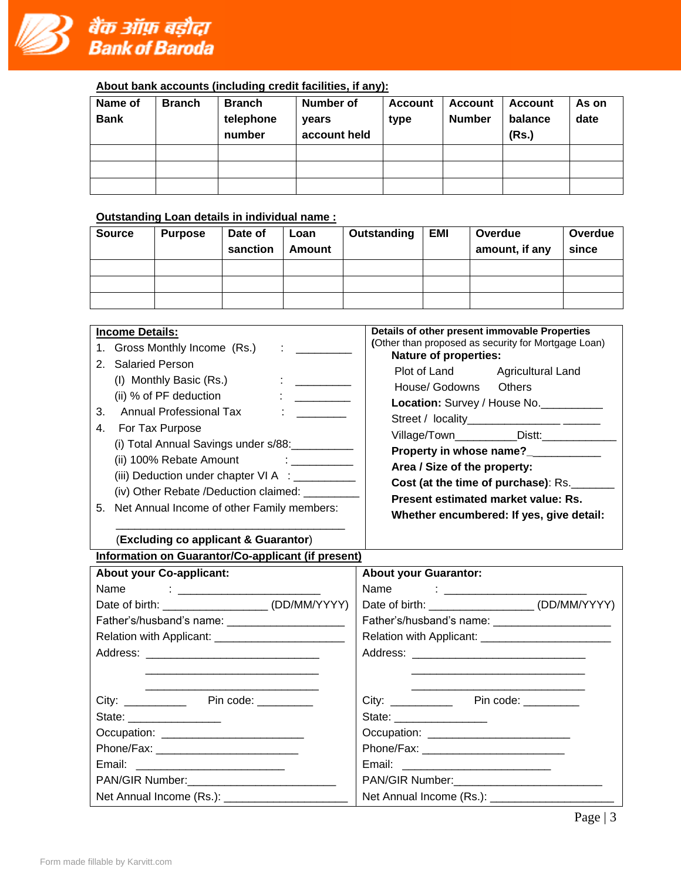बैंक ऑफ़ बड़ौदा
Bank of Baroda

**About bank accounts (including credit facilities, if any):**

| Name of Bank | Branch | Branch telephone number | Number of years account held | Account type | Account Number | Account balance (Rs.) | As on date |
|---|---|---|---|---|---|---|---|
| | | | | | | | |
| | | | | | | | |
| | | | | | | | |

**Outstanding Loan details in individual name :**

| Source | Purpose | Date of sanction | Loan Amount | Outstanding | EMI | Overdue amount, if any | Overdue since |
|---|---|---|---|---|---|---|---|
| | | | | | | | |
| | | | | | | | |
| | | | | | | | |

**Income Details:**

1. Gross Monthly Income (Rs.) : _________
2. Salaried Person
   - (I) Monthly Basic (Rs.) : _________
   - (ii) % of PF deduction : _________
3. Annual Professional Tax : ________
4. For Tax Purpose
   - (i) Total Annual Savings under s/88:__________
   - (ii) 100% Rebate Amount : __________
   - (iii) Deduction under chapter VI A : __________
   - (iv) Other Rebate /Deduction claimed: _________
5. Net Annual Income of other Family members:

   ________________________________________

   (**Excluding co applicant & Guarantor**)

**Details of other present immovable Properties**
**(**Other than proposed as security for Mortgage Loan)

**Nature of properties:**

Plot of Land  Agricultural Land
House/ Godowns  Others

**Location:** Survey / House No.__________
Street / locality_______________ ______
Village/Town__________Distt:____________
**Property in whose name?**____________
**Area / Size of the property:**
**Cost (at the time of purchase)**: Rs._______
**Present estimated market value: Rs.**
**Whether encumbered: If yes, give detail:**

**Information on Guarantor/Co-applicant (if present)**

**About your Co-applicant:**

Name : _______________________
Date of birth: ________________ (DD/MM/YYYY)
Father's/husband's name: ___________________
Relation with Applicant: ____________________
Address: ____________________________
____________________________
____________________________
City: __________ Pin code: _________
State: _______________
Occupation: _______________________
Phone/Fax: _______________________
Email: ________________________
PAN/GIR Number:________________________
Net Annual Income (Rs.): ____________________

**About your Guarantor:**

Name : _______________________
Date of birth: ________________ (DD/MM/YYYY)
Father's/husband's name: ___________________
Relation with Applicant: ____________________
Address: ____________________________
____________________________
____________________________
City: __________ Pin code: _________
State: _______________
Occupation: _______________________
Phone/Fax: _______________________
Email: ________________________
PAN/GIR Number:________________________
Net Annual Income (Rs.): ____________________

Form made fillable by Karvitt.com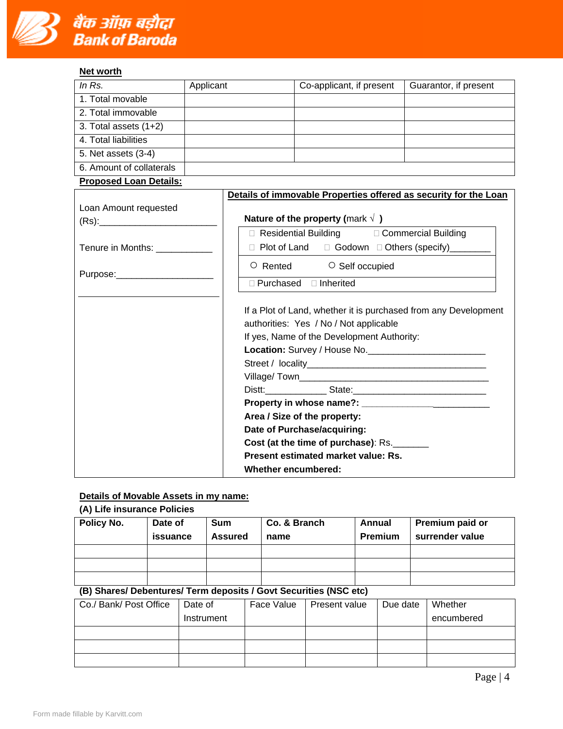## Net worth

| *In Rs.* | Applicant | Co-applicant, if present | Guarantor, if present |
|---|---|---|---|
| 1. Total movable | | | |
| 2. Total immovable | | | |
| 3. Total assets (1+2) | | | |
| 4. Total liabilities | | | |
| 5. Net assets (3-4) | | | |
| 6. Amount of collaterals | | | |

## Proposed Loan Details:

Loan Amount requested (Rs):_______________________

Tenure in Months: ___________

Purpose:___________________

___________________________

### Details of immovable Properties offered as security for the Loan

**Nature of the property** (mark √ )

☐ Residential Building ☐ Commercial Building

☐ Plot of Land ☐ Godown ☐ Others (specify)________

○ Rented ○ Self occupied

☐ Purchased ☐ Inherited

If a Plot of Land, whether it is purchased from any Development authorities: Yes / No / Not applicable

If yes, Name of the Development Authority:

**Location:** Survey / House No.______________________

Street / locality___________________________________

Village/ Town_____________________________________

Distt:____________ State:__________________________

**Property in whose name?:** _________________________

**Area / Size of the property:**

**Date of Purchase/acquiring:**

**Cost (at the time of purchase)**: Rs._______

**Present estimated market value: Rs.**

**Whether encumbered:**

## Details of Movable Assets in my name:

**(A) Life insurance Policies**

| **Policy No.** | **Date of issuance** | **Sum Assured** | **Co. & Branch name** | **Annual Premium** | **Premium paid or surrender value** |
|---|---|---|---|---|---|
| | | | | | |
| | | | | | |
| | | | | | |

**(B) Shares/ Debentures/ Term deposits / Govt Securities (NSC etc)**

| Co./ Bank/ Post Office | Date of Instrument | Face Value | Present value | Due date | Whether encumbered |
|---|---|---|---|---|---|
| | | | | | |
| | | | | | |
| | | | | | |

Form made fillable by Karvitt.com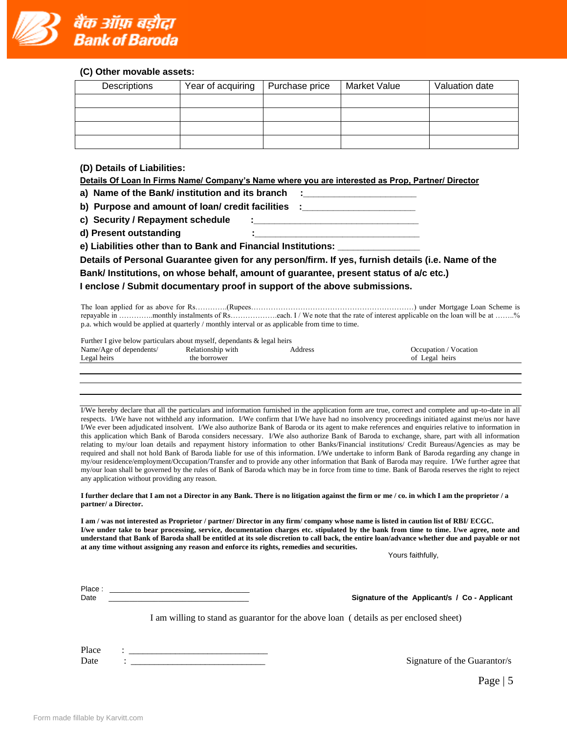### (C) Other movable assets:

| Descriptions | Year of acquiring | Purchase price | Market Value | Valuation date |
|---|---|---|---|---|
| | | | | |
| | | | | |
| | | | | |
| | | | | |

### (D) Details of Liabilities:

**Details Of Loan In Firms Name/ Company's Name where you are interested as Prop, Partner/ Director**

**a) Name of the Bank/ institution and its branch :______________________**

**b) Purpose and amount of loan/ credit facilities :______________________**

**c) Security / Repayment schedule :________________________________**

**d) Present outstanding :________________________________**

**e) Liabilities other than to Bank and Financial Institutions: _______________**

**Details of Personal Guarantee given for any person/firm. If yes, furnish details (i.e. Name of the Bank/ Institutions, on whose behalf, amount of guarantee, present status of a/c etc.)**

**I enclose / Submit documentary proof in support of the above submissions.**

The loan applied for as above for Rs………….(Rupees…………………………………………………………….) under Mortgage Loan Scheme is repayable in …………..monthly instalments of Rs……………….each. I / We note that the rate of interest applicable on the loan will be at ……..% p.a. which would be applied at quarterly / monthly interval or as applicable from time to time.

Further I give below particulars about myself, dependants & legal heirs

| Name/Age of dependents/ Legal heirs | Relationship with the borrower | Address | Occupation / Vocation of Legal heirs |
|---|---|---|---|
| | | | |
| | | | |
| | | | |

I/We hereby declare that all the particulars and information furnished in the application form are true, correct and complete and up-to-date in all respects. I/We have not withheld any information. I/We confirm that I/We have had no insolvency proceedings initiated against me/us nor have I/We ever been adjudicated insolvent. I/We also authorize Bank of Baroda or its agent to make references and enquiries relative to information in this application which Bank of Baroda considers necessary. I/We also authorize Bank of Baroda to exchange, share, part with all information relating to my/our loan details and repayment history information to other Banks/Financial institutions/ Credit Bureaus/Agencies as may be required and shall not hold Bank of Baroda liable for use of this information. I/We undertake to inform Bank of Baroda regarding any change in my/our residence/employment/Occupation/Transfer and to provide any other information that Bank of Baroda may require. I/We further agree that my/our loan shall be governed by the rules of Bank of Baroda which may be in force from time to time. Bank of Baroda reserves the right to reject any application without providing any reason.

**I further declare that I am not a Director in any Bank. There is no litigation against the firm or me / co. in which I am the proprietor / a partner/ a Director.**

**I am / was not interested as Proprietor / partner/ Director in any firm/ company whose name is listed in caution list of RBI/ ECGC.**
**I/we under take to bear processing, service, documentation charges etc. stipulated by the bank from time to time. I/we agree, note and understand that Bank of Baroda shall be entitled at its sole discretion to call back, the entire loan/advance whether due and payable or not at any time without assigning any reason and enforce its rights, remedies and securities.**

Yours faithfully,

Place : ______________________________

Date ______________________________

**Signature of the Applicant/s / Co - Applicant**

I am willing to stand as guarantor for the above loan ( details as per enclosed sheet)

Place : ______________________________

Date : ______________________________

Signature of the Guarantor/s

Form made fillable by Karvitt.com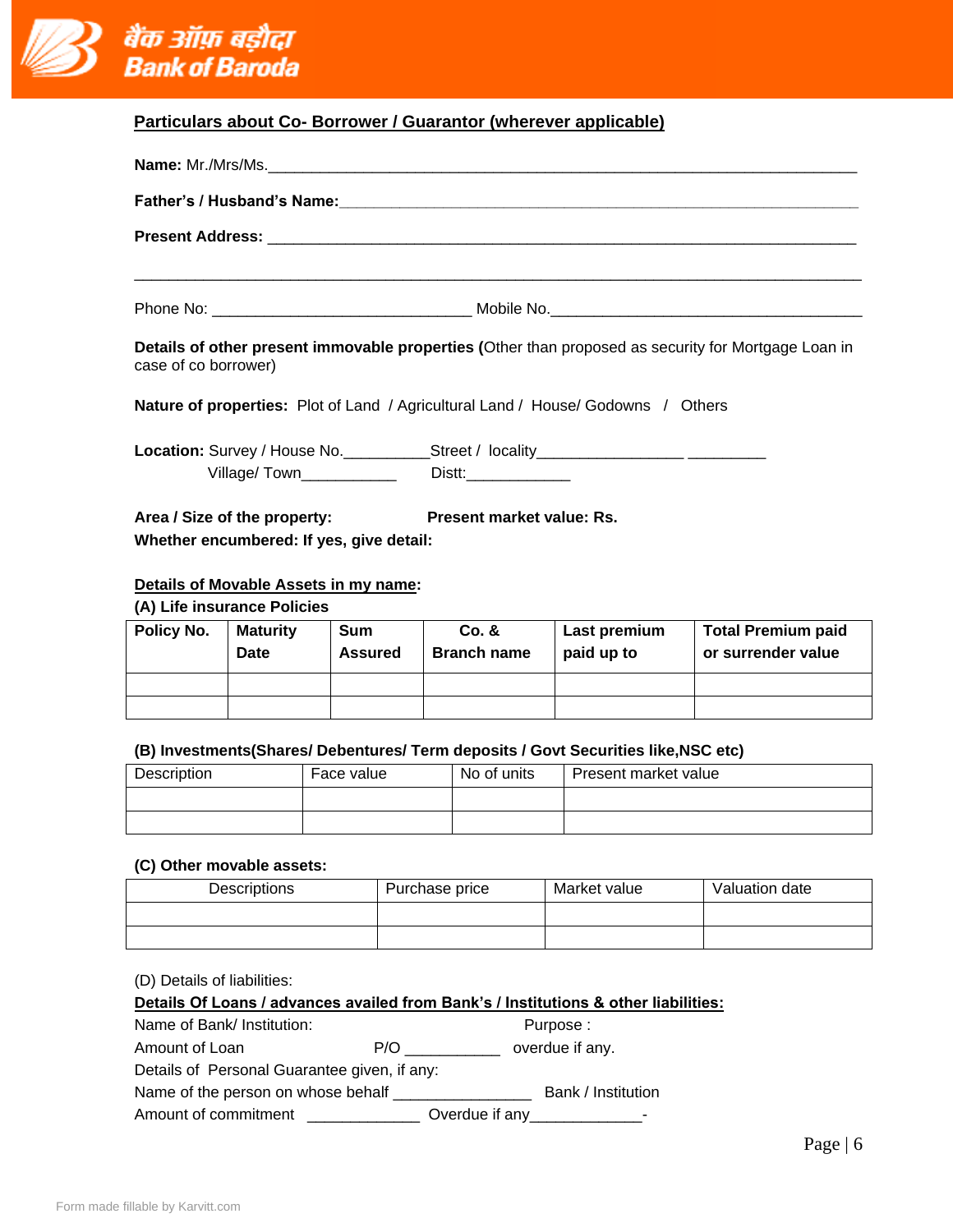**बैंक ऑफ़ बड़ौदा**
**Bank of Baroda**

## Particulars about Co- Borrower / Guarantor (wherever applicable)

**Name:** Mr./Mrs/Ms.________________________________________________________________________

**Father's / Husband's Name:**_______________________________________________________________

**Present Address:** __________________________________________________________________________

_____________________________________________________________________________________

Phone No: ______________________________ Mobile No.____________________________________

**Details of other present immovable properties (**Other than proposed as security for Mortgage Loan in case of co borrower)

**Nature of properties:** Plot of Land / Agricultural Land / House/ Godowns / Others

**Location:** Survey / House No.__________Street / locality_________________ _________
Village/ Town___________ Distt:____________

**Area / Size of the property:** **Present market value: Rs.**

**Whether encumbered: If yes, give detail:**

**Details of Movable Assets in my name:**

**(A) Life insurance Policies**

| Policy No. | Maturity Date | Sum Assured | Co. & Branch name | Last premium paid up to | Total Premium paid or surrender value |
|---|---|---|---|---|---|
| | | | | | |
| | | | | | |

**(B) Investments(Shares/ Debentures/ Term deposits / Govt Securities like,NSC etc)**

| Description | Face value | No of units | Present market value |
|---|---|---|---|
| | | | |
| | | | |

**(C) Other movable assets:**

| Descriptions | Purchase price | Market value | Valuation date |
|---|---|---|---|
| | | | |
| | | | |

(D) Details of liabilities:

**Details Of Loans / advances availed from Bank's / Institutions & other liabilities:**

Name of Bank/ Institution: Purpose :

Amount of Loan P/O ___________ overdue if any.

Details of Personal Guarantee given, if any:

Name of the person on whose behalf ________________ Bank / Institution

Amount of commitment _____________ Overdue if any_____________-

Form made fillable by Karvitt.com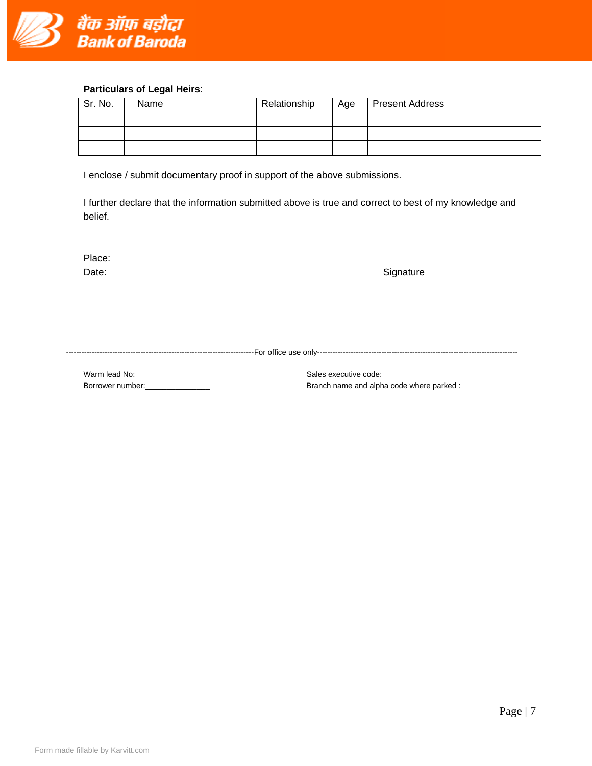**Particulars of Legal Heirs**:

| Sr. No. | Name | Relationship | Age | Present Address |
|---|---|---|---|---|
| | | | | |
| | | | | |
| | | | | |

I enclose / submit documentary proof in support of the above submissions.

I further declare that the information submitted above is true and correct to best of my knowledge and belief.

Place:

Date: Signature

---------------------------------------------------------------------------For office use only---------------------------------------------------------------------------

Warm lead No: ______________

Borrower number:_______________

Sales executive code:

Branch name and alpha code where parked :

Form made fillable by Karvitt.com